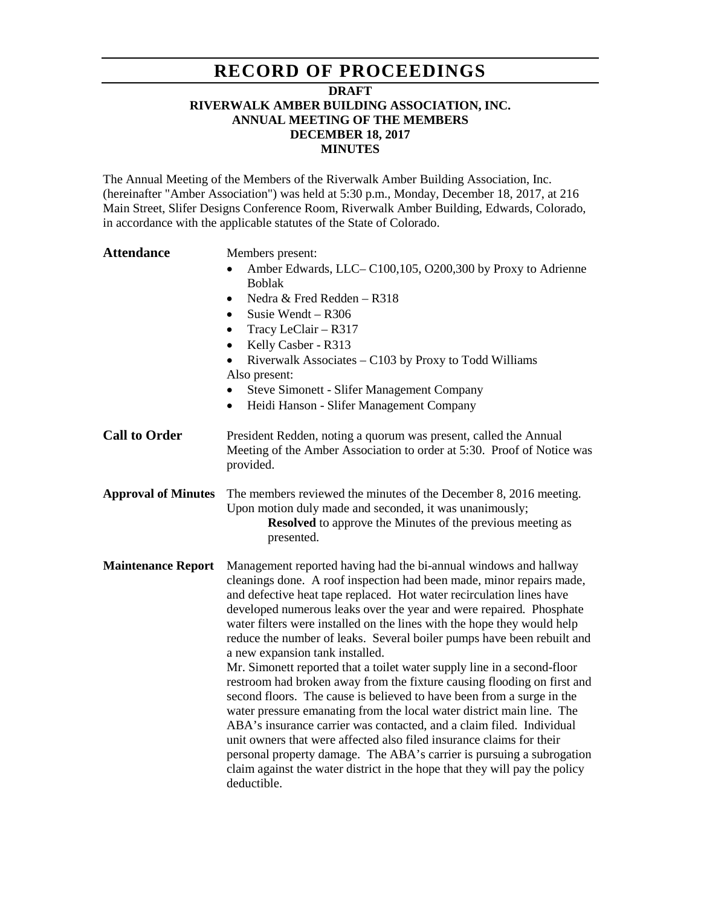# RECORD OF PROCEEDINGS

**DRAFT**
**RIVERWALK AMBER BUILDING ASSOCIATION, INC.**
**ANNUAL MEETING OF THE MEMBERS**
**DECEMBER 18, 2017**
**MINUTES**

The Annual Meeting of the Members of the Riverwalk Amber Building Association, Inc. (hereinafter "Amber Association") was held at 5:30 p.m., Monday, December 18, 2017, at 216 Main Street, Slifer Designs Conference Room, Riverwalk Amber Building, Edwards, Colorado, in accordance with the applicable statutes of the State of Colorado.

**Attendance**

Members present:

- Amber Edwards, LLC– C100,105, O200,300 by Proxy to Adrienne Boblak
- Nedra & Fred Redden – R318
- Susie Wendt – R306
- Tracy LeClair – R317
- Kelly Casber - R313
- Riverwalk Associates – C103 by Proxy to Todd Williams

Also present:

- Steve Simonett - Slifer Management Company
- Heidi Hanson - Slifer Management Company

**Call to Order**

President Redden, noting a quorum was present, called the Annual Meeting of the Amber Association to order at 5:30. Proof of Notice was provided.

**Approval of Minutes**

The members reviewed the minutes of the December 8, 2016 meeting. Upon motion duly made and seconded, it was unanimously;

**Resolved** to approve the Minutes of the previous meeting as presented.

**Maintenance Report**

Management reported having had the bi-annual windows and hallway cleanings done. A roof inspection had been made, minor repairs made, and defective heat tape replaced. Hot water recirculation lines have developed numerous leaks over the year and were repaired. Phosphate water filters were installed on the lines with the hope they would help reduce the number of leaks. Several boiler pumps have been rebuilt and a new expansion tank installed.

Mr. Simonett reported that a toilet water supply line in a second-floor restroom had broken away from the fixture causing flooding on first and second floors. The cause is believed to have been from a surge in the water pressure emanating from the local water district main line. The ABA's insurance carrier was contacted, and a claim filed. Individual unit owners that were affected also filed insurance claims for their personal property damage. The ABA's carrier is pursuing a subrogation claim against the water district in the hope that they will pay the policy deductible.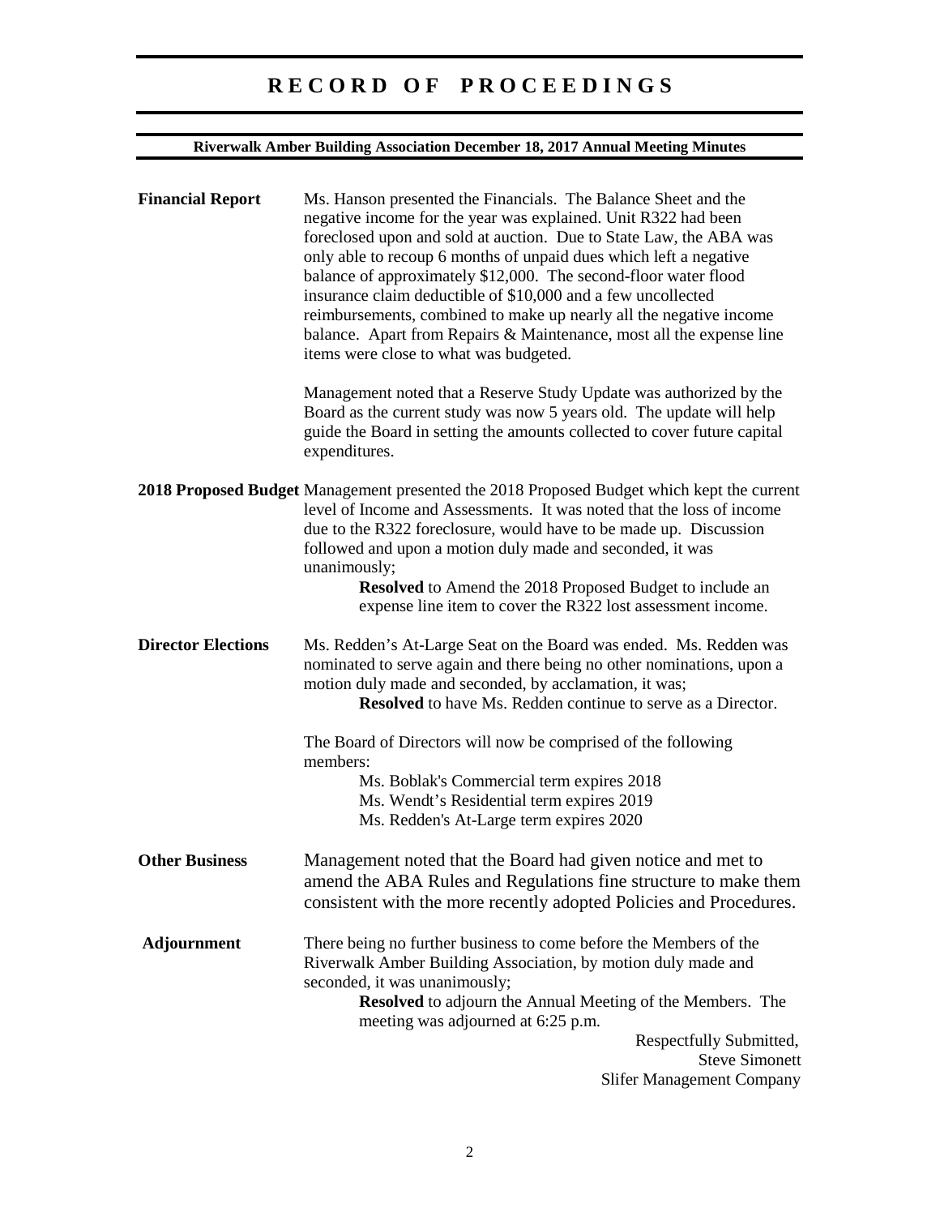# RECORD OF PROCEEDINGS

**Riverwalk Amber Building Association December 18, 2017 Annual Meeting Minutes**

**Financial Report**

Ms. Hanson presented the Financials. The Balance Sheet and the negative income for the year was explained. Unit R322 had been foreclosed upon and sold at auction. Due to State Law, the ABA was only able to recoup 6 months of unpaid dues which left a negative balance of approximately $12,000. The second-floor water flood insurance claim deductible of $10,000 and a few uncollected reimbursements, combined to make up nearly all the negative income balance. Apart from Repairs & Maintenance, most all the expense line items were close to what was budgeted.

Management noted that a Reserve Study Update was authorized by the Board as the current study was now 5 years old. The update will help guide the Board in setting the amounts collected to cover future capital expenditures.

**2018 Proposed Budget**

Management presented the 2018 Proposed Budget which kept the current level of Income and Assessments. It was noted that the loss of income due to the R322 foreclosure, would have to be made up. Discussion followed and upon a motion duly made and seconded, it was unanimously;

> **Resolved** to Amend the 2018 Proposed Budget to include an expense line item to cover the R322 lost assessment income.

**Director Elections**

Ms. Redden's At-Large Seat on the Board was ended. Ms. Redden was nominated to serve again and there being no other nominations, upon a motion duly made and seconded, by acclamation, it was;

> **Resolved** to have Ms. Redden continue to serve as a Director.

The Board of Directors will now be comprised of the following members:

> Ms. Boblak's Commercial term expires 2018
> Ms. Wendt's Residential term expires 2019
> Ms. Redden's At-Large term expires 2020

**Other Business**

Management noted that the Board had given notice and met to amend the ABA Rules and Regulations fine structure to make them consistent with the more recently adopted Policies and Procedures.

**Adjournment**

There being no further business to come before the Members of the Riverwalk Amber Building Association, by motion duly made and seconded, it was unanimously;

> **Resolved** to adjourn the Annual Meeting of the Members. The meeting was adjourned at 6:25 p.m.

Respectfully Submitted,
Steve Simonett
Slifer Management Company